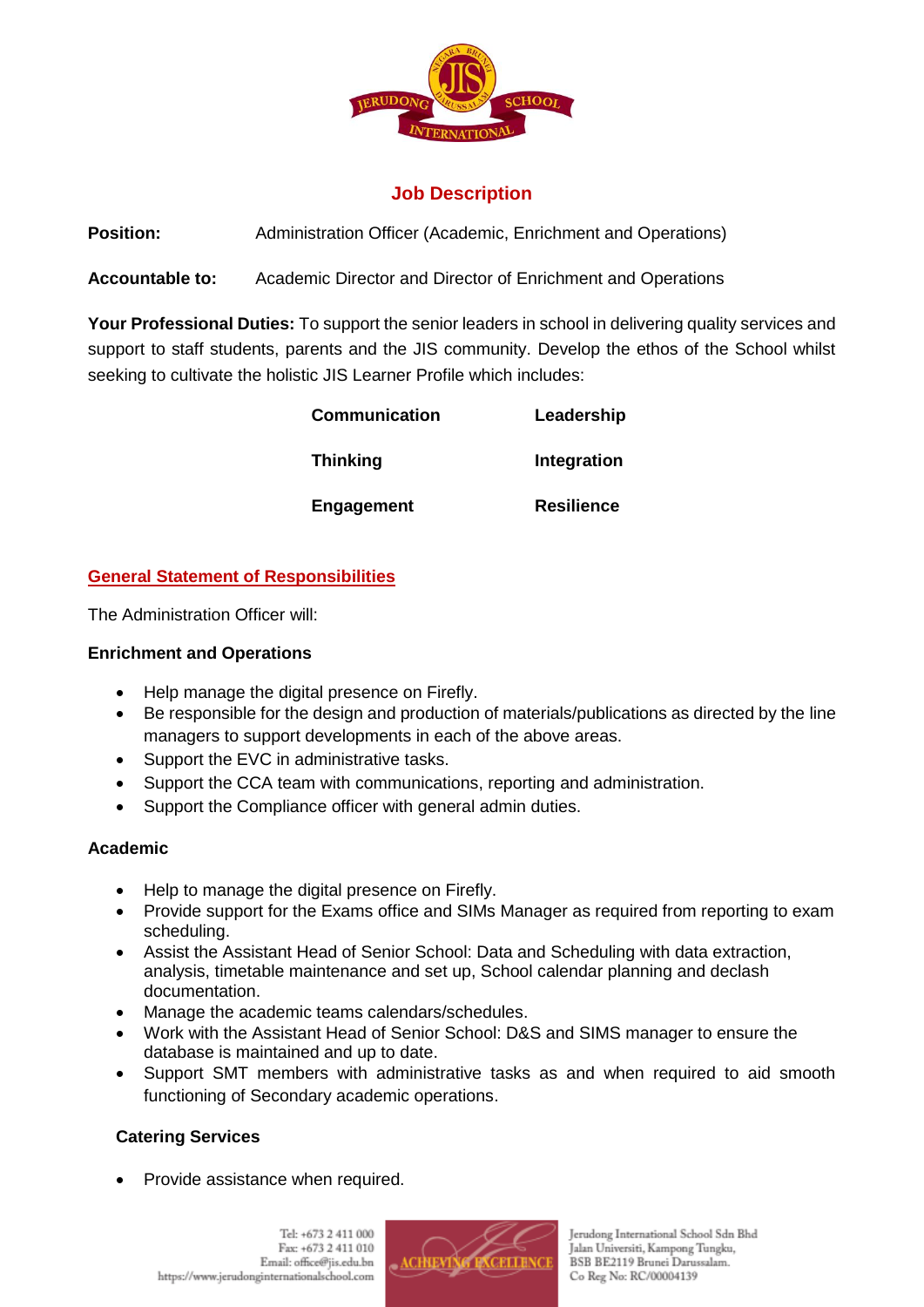# Job Description

**Position:** Administration Officer (Academic, Enrichment and Operations)

**Accountable to:** Academic Director and Director of Enrichment and Operations

**Your Professional Duties:** To support the senior leaders in school in delivering quality services and support to staff students, parents and the JIS community. Develop the ethos of the School whilst seeking to cultivate the holistic JIS Learner Profile which includes:

| | |
|---|---|
| **Communication** | **Leadership** |
| **Thinking** | **Integration** |
| **Engagement** | **Resilience** |

## General Statement of Responsibilities

The Administration Officer will:

### Enrichment and Operations

- Help manage the digital presence on Firefly.
- Be responsible for the design and production of materials/publications as directed by the line managers to support developments in each of the above areas.
- Support the EVC in administrative tasks.
- Support the CCA team with communications, reporting and administration.
- Support the Compliance officer with general admin duties.

### Academic

- Help to manage the digital presence on Firefly.
- Provide support for the Exams office and SIMs Manager as required from reporting to exam scheduling.
- Assist the Assistant Head of Senior School: Data and Scheduling with data extraction, analysis, timetable maintenance and set up, School calendar planning and declash documentation.
- Manage the academic teams calendars/schedules.
- Work with the Assistant Head of Senior School: D&S and SIMS manager to ensure the database is maintained and up to date.
- Support SMT members with administrative tasks as and when required to aid smooth functioning of Secondary academic operations.

### Catering Services

- Provide assistance when required.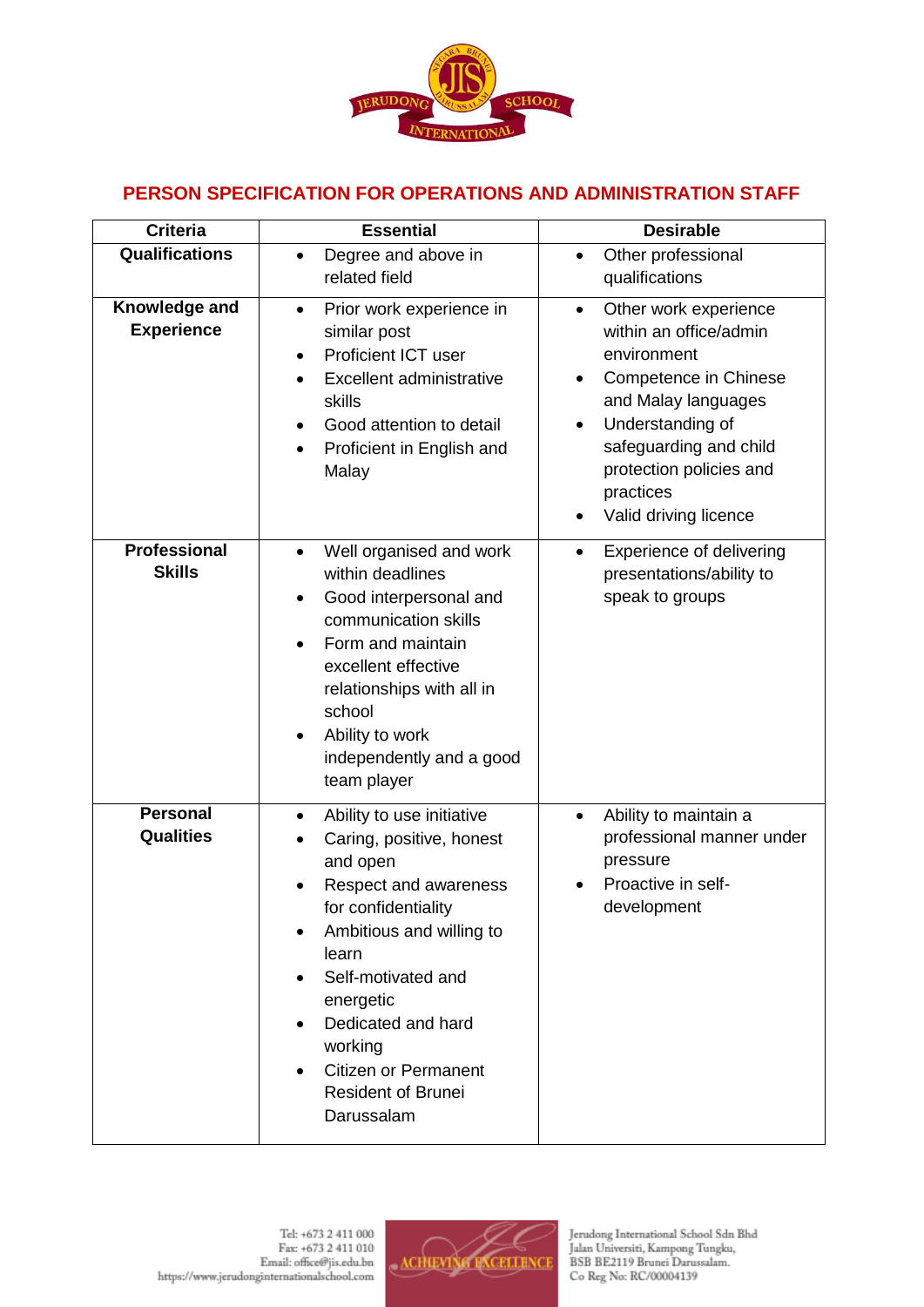## PERSON SPECIFICATION FOR OPERATIONS AND ADMINISTRATION STAFF

| Criteria | Essential | Desirable |
|---|---|---|
| **Qualifications** | • Degree and above in related field | • Other professional qualifications |
| **Knowledge and Experience** | • Prior work experience in similar post<br>• Proficient ICT user<br>• Excellent administrative skills<br>• Good attention to detail<br>• Proficient in English and Malay | • Other work experience within an office/admin environment<br>• Competence in Chinese and Malay languages<br>• Understanding of safeguarding and child protection policies and practices<br>• Valid driving licence |
| **Professional Skills** | • Well organised and work within deadlines<br>• Good interpersonal and communication skills<br>• Form and maintain excellent effective relationships with all in school<br>• Ability to work independently and a good team player | • Experience of delivering presentations/ability to speak to groups |
| **Personal Qualities** | • Ability to use initiative<br>• Caring, positive, honest and open<br>• Respect and awareness for confidentiality<br>• Ambitious and willing to learn<br>• Self-motivated and energetic<br>• Dedicated and hard working<br>• Citizen or Permanent Resident of Brunei Darussalam | • Ability to maintain a professional manner under pressure<br>• Proactive in self-development |